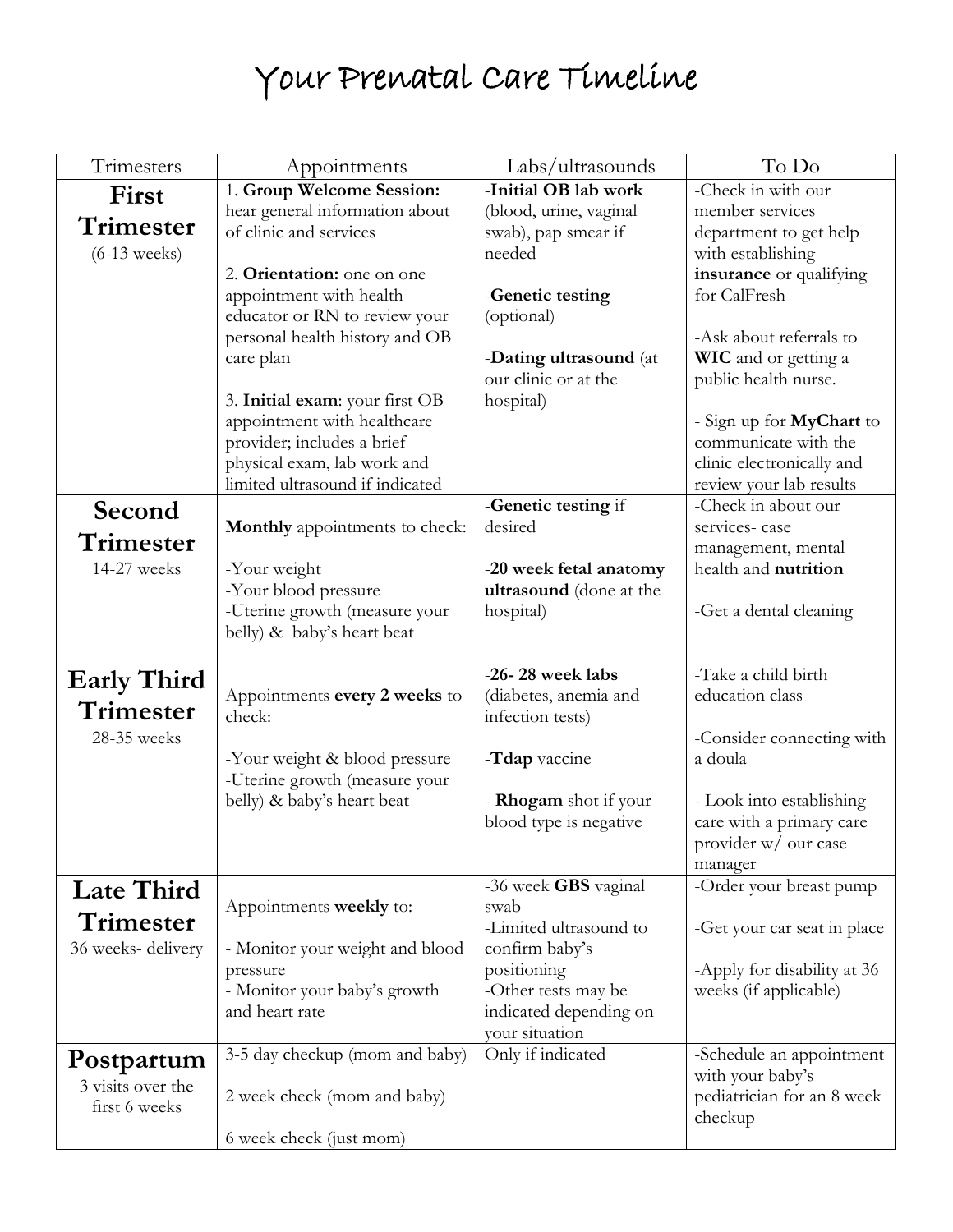# Your Prenatal Care Timeline

| Trimesters | Appointments | Labs/ultrasounds | To Do |
|---|---|---|---|
| **First Trimester** (6-13 weeks) | 1. **Group Welcome Session:** hear general information about of clinic and services<br><br>2. **Orientation:** one on one appointment with health educator or RN to review your personal health history and OB care plan<br><br>3. **Initial exam**: your first OB appointment with healthcare provider; includes a brief physical exam, lab work and limited ultrasound if indicated | -**Initial OB lab work** (blood, urine, vaginal swab), pap smear if needed<br><br>-**Genetic testing** (optional)<br><br>-**Dating ultrasound** (at our clinic or at the hospital) | -Check in with our member services department to get help with establishing **insurance** or qualifying for CalFresh<br><br>-Ask about referrals to **WIC** and or getting a public health nurse.<br><br>- Sign up for **MyChart** to communicate with the clinic electronically and review your lab results |
| **Second Trimester** 14-27 weeks | **Monthly** appointments to check:<br><br>-Your weight<br>-Your blood pressure<br>-Uterine growth (measure your belly) & baby's heart beat | -**Genetic testing** if desired<br><br>-**20 week fetal anatomy ultrasound** (done at the hospital) | -Check in about our services- case management, mental health and **nutrition**<br><br>-Get a dental cleaning |
| **Early Third Trimester** 28-35 weeks | Appointments **every 2 weeks** to check:<br><br>-Your weight & blood pressure<br>-Uterine growth (measure your belly) & baby's heart beat | -**26- 28 week labs** (diabetes, anemia and infection tests)<br><br>-**Tdap** vaccine<br><br>- **Rhogam** shot if your blood type is negative | -Take a child birth education class<br><br>-Consider connecting with a doula<br><br>- Look into establishing care with a primary care provider w/ our case manager |
| **Late Third Trimester** 36 weeks- delivery | Appointments **weekly** to:<br><br>- Monitor your weight and blood pressure<br>- Monitor your baby's growth and heart rate | -36 week **GBS** vaginal swab<br>-Limited ultrasound to confirm baby's positioning<br>-Other tests may be indicated depending on your situation | -Order your breast pump<br><br>-Get your car seat in place<br><br>-Apply for disability at 36 weeks (if applicable) |
| **Postpartum** 3 visits over the first 6 weeks | 3-5 day checkup (mom and baby)<br><br>2 week check (mom and baby)<br><br>6 week check (just mom) | Only if indicated | -Schedule an appointment with your baby's pediatrician for an 8 week checkup |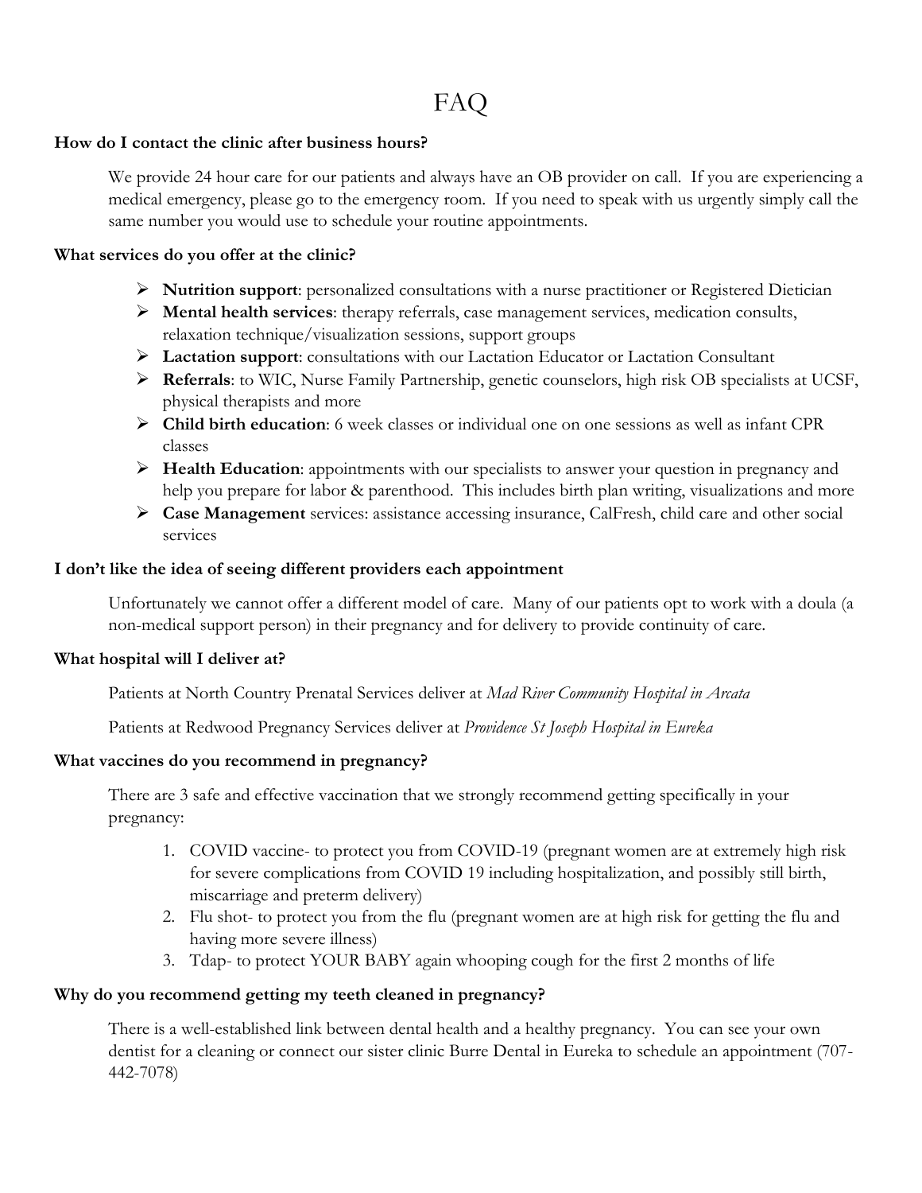# FAQ

**How do I contact the clinic after business hours?**

We provide 24 hour care for our patients and always have an OB provider on call. If you are experiencing a medical emergency, please go to the emergency room. If you need to speak with us urgently simply call the same number you would use to schedule your routine appointments.

**What services do you offer at the clinic?**

- **Nutrition support**: personalized consultations with a nurse practitioner or Registered Dietician
- **Mental health services**: therapy referrals, case management services, medication consults, relaxation technique/visualization sessions, support groups
- **Lactation support**: consultations with our Lactation Educator or Lactation Consultant
- **Referrals**: to WIC, Nurse Family Partnership, genetic counselors, high risk OB specialists at UCSF, physical therapists and more
- **Child birth education**: 6 week classes or individual one on one sessions as well as infant CPR classes
- **Health Education**: appointments with our specialists to answer your question in pregnancy and help you prepare for labor & parenthood. This includes birth plan writing, visualizations and more
- **Case Management** services: assistance accessing insurance, CalFresh, child care and other social services

**I don't like the idea of seeing different providers each appointment**

Unfortunately we cannot offer a different model of care. Many of our patients opt to work with a doula (a non-medical support person) in their pregnancy and for delivery to provide continuity of care.

**What hospital will I deliver at?**

Patients at North Country Prenatal Services deliver at *Mad River Community Hospital in Arcata*

Patients at Redwood Pregnancy Services deliver at *Providence St Joseph Hospital in Eureka*

**What vaccines do you recommend in pregnancy?**

There are 3 safe and effective vaccination that we strongly recommend getting specifically in your pregnancy:

1. COVID vaccine- to protect you from COVID-19 (pregnant women are at extremely high risk for severe complications from COVID 19 including hospitalization, and possibly still birth, miscarriage and preterm delivery)
2. Flu shot- to protect you from the flu (pregnant women are at high risk for getting the flu and having more severe illness)
3. Tdap- to protect YOUR BABY again whooping cough for the first 2 months of life

**Why do you recommend getting my teeth cleaned in pregnancy?**

There is a well-established link between dental health and a healthy pregnancy. You can see your own dentist for a cleaning or connect our sister clinic Burre Dental in Eureka to schedule an appointment (707-442-7078)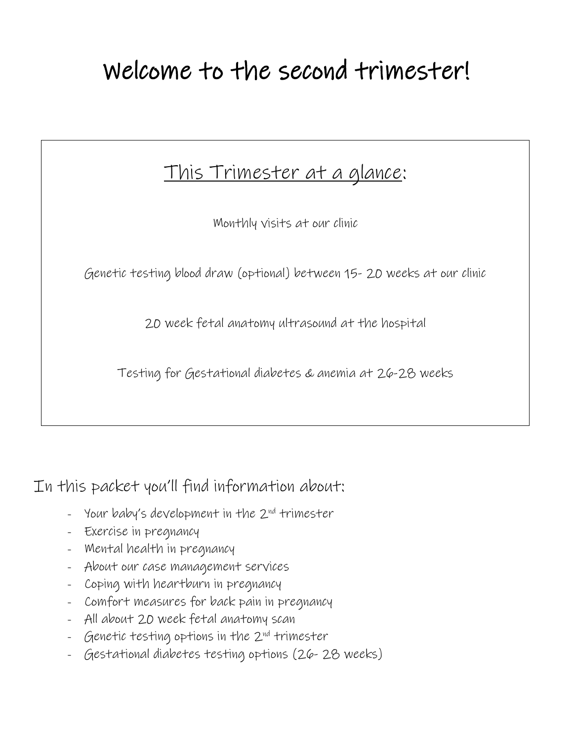# Welcome to the second trimester!

## This Trimester at a glance:

Monthly visits at our clinic

Genetic testing blood draw (optional) between 15- 20 weeks at our clinic

20 week fetal anatomy ultrasound at the hospital

Testing for Gestational diabetes & anemia at 26-28 weeks

In this packet you'll find information about:

- Your baby's development in the 2nd trimester
- Exercise in pregnancy
- Mental health in pregnancy
- About our case management services
- Coping with heartburn in pregnancy
- Comfort measures for back pain in pregnancy
- All about 20 week fetal anatomy scan
- Genetic testing options in the 2nd trimester
- Gestational diabetes testing options (26- 28 weeks)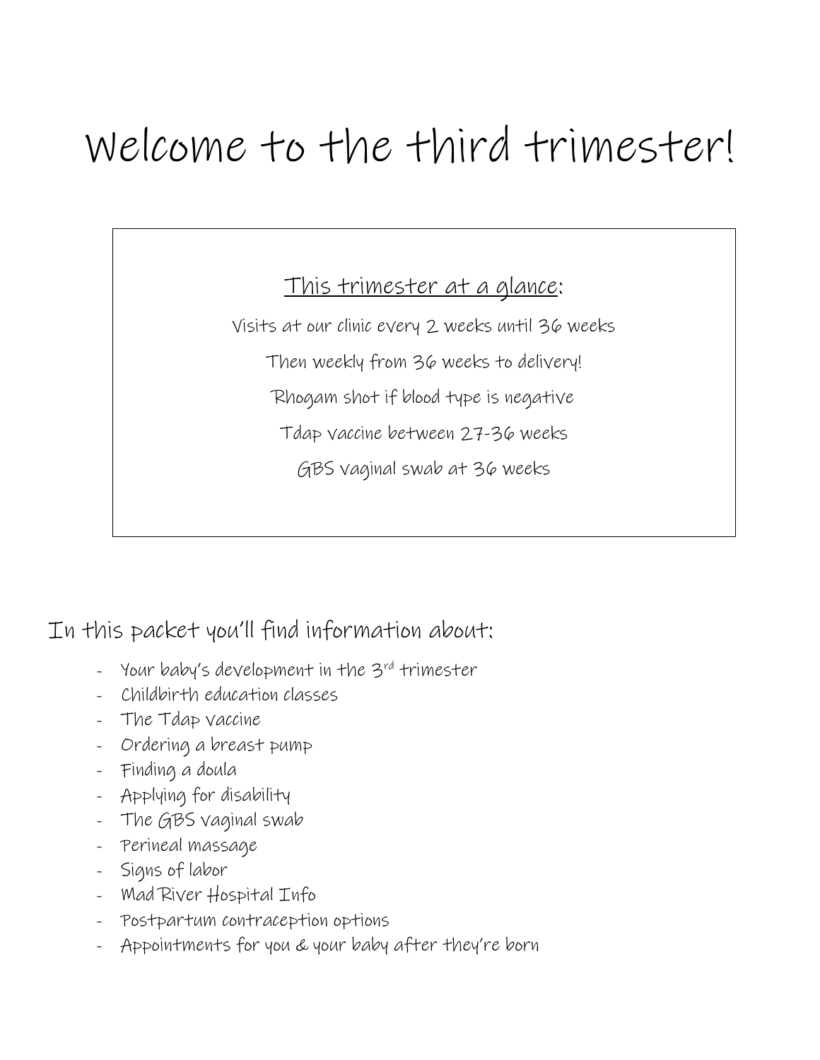# Welcome to the third trimester!

<u>This trimester at a glance</u>:

Visits at our clinic every 2 weeks until 36 weeks

Then weekly from 36 weeks to delivery!

Rhogam shot if blood type is negative

Tdap vaccine between 27-36 weeks

GBS vaginal swab at 36 weeks

In this packet you'll find information about:

- Your baby's development in the 3rd trimester
- Childbirth education classes
- The Tdap vaccine
- Ordering a breast pump
- Finding a doula
- Applying for disability
- The GBS vaginal swab
- Perineal massage
- Signs of labor
- Mad River Hospital Info
- Postpartum contraception options
- Appointments for you & your baby after they're born